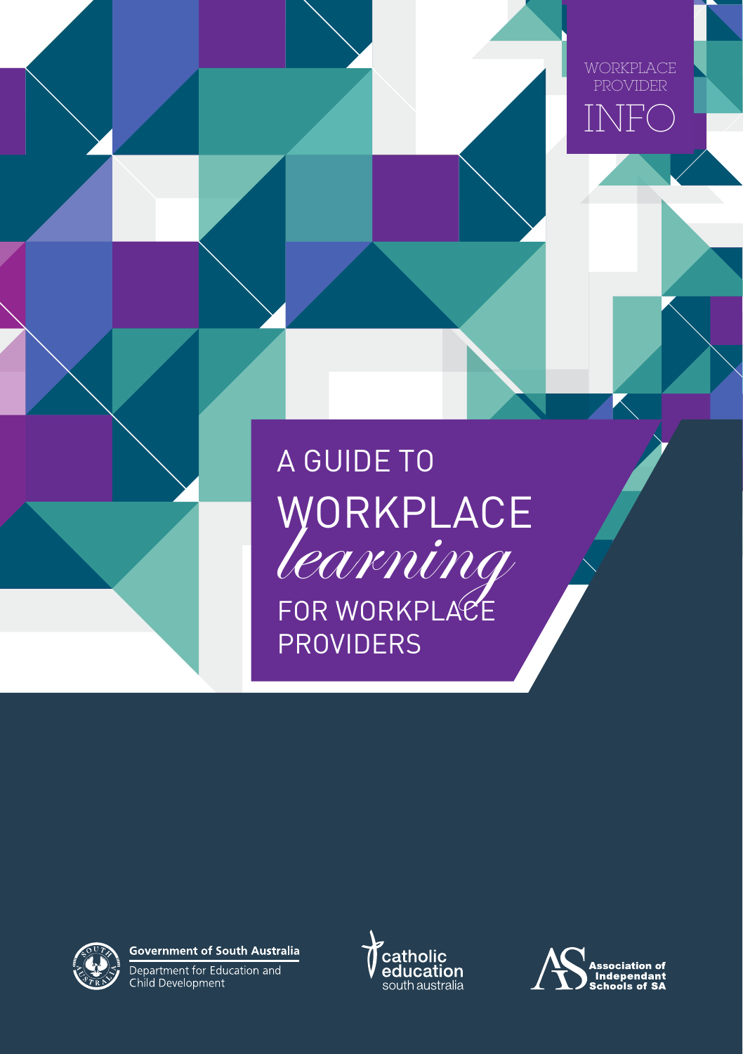WORKPLACE PROVIDER INFO

# A GUIDE TO WORKPLACE *learning* FOR WORKPLACE PROVIDERS

**Government of South Australia**
Department for Education and Child Development

catholic education south australia

Association of Independant Schools of SA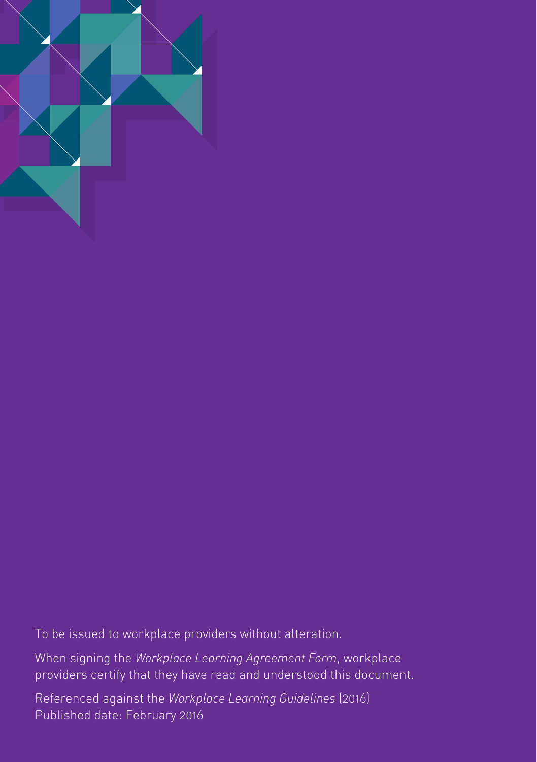To be issued to workplace providers without alteration.

When signing the *Workplace Learning Agreement Form*, workplace providers certify that they have read and understood this document.

Referenced against the *Workplace Learning Guidelines* (2016)
Published date: February 2016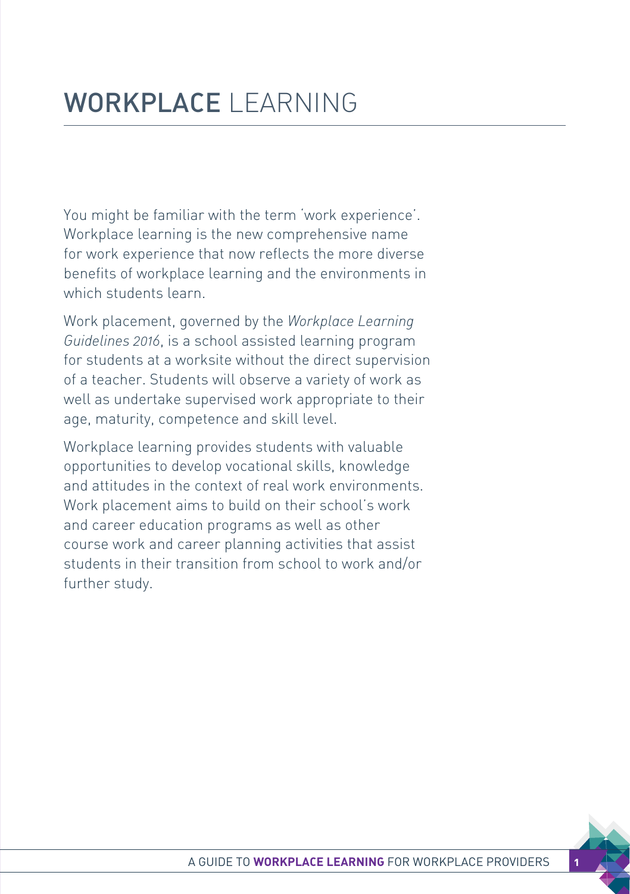# WORKPLACE LEARNING

You might be familiar with the term 'work experience'. Workplace learning is the new comprehensive name for work experience that now reflects the more diverse benefits of workplace learning and the environments in which students learn.

Work placement, governed by the *Workplace Learning Guidelines 2016*, is a school assisted learning program for students at a worksite without the direct supervision of a teacher. Students will observe a variety of work as well as undertake supervised work appropriate to their age, maturity, competence and skill level.

Workplace learning provides students with valuable opportunities to develop vocational skills, knowledge and attitudes in the context of real work environments. Work placement aims to build on their school's work and career education programs as well as other course work and career planning activities that assist students in their transition from school to work and/or further study.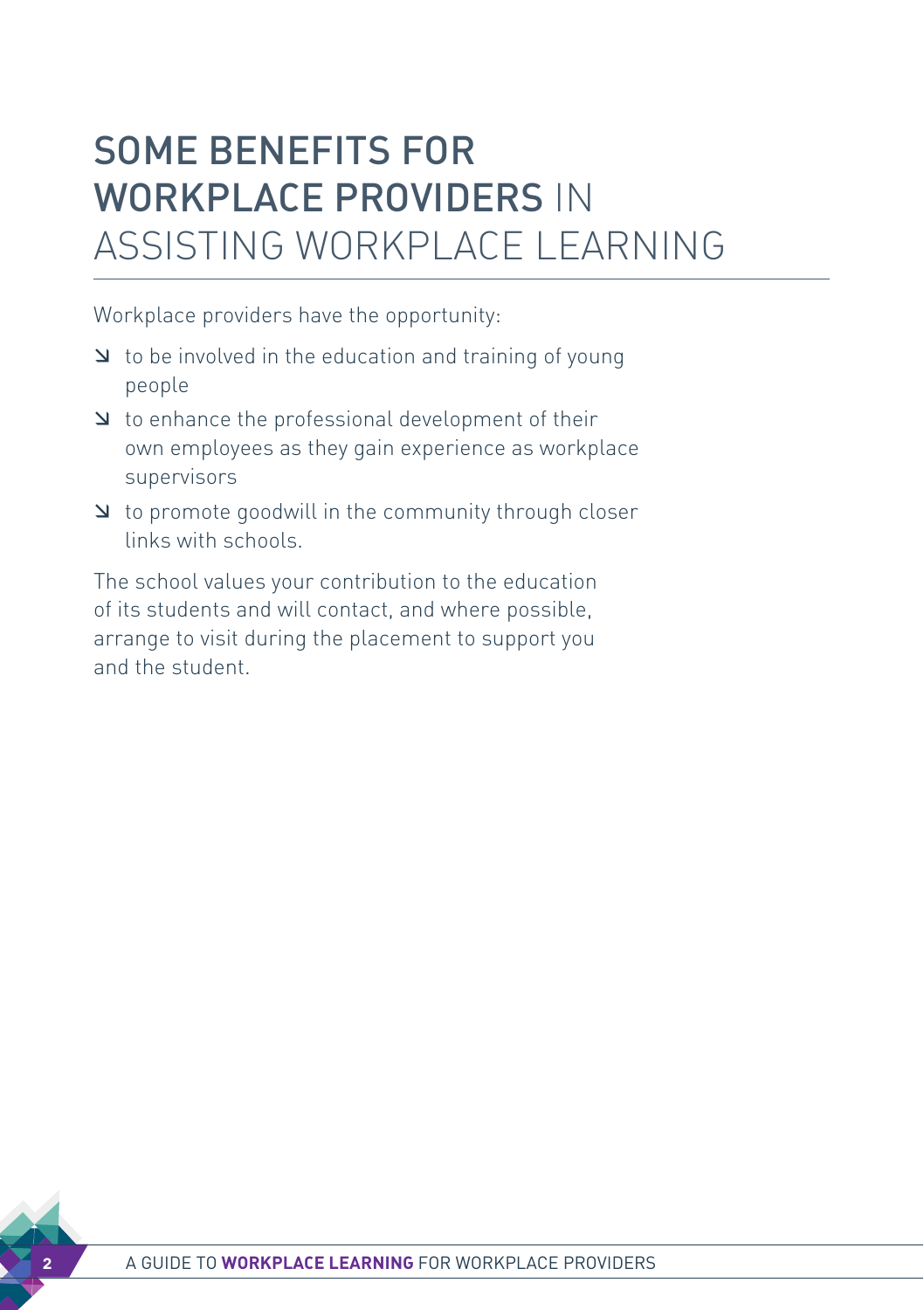# SOME BENEFITS FOR WORKPLACE PROVIDERS IN ASSISTING WORKPLACE LEARNING

Workplace providers have the opportunity:

- to be involved in the education and training of young people
- to enhance the professional development of their own employees as they gain experience as workplace supervisors
- to promote goodwill in the community through closer links with schools.

The school values your contribution to the education of its students and will contact, and where possible, arrange to visit during the placement to support you and the student.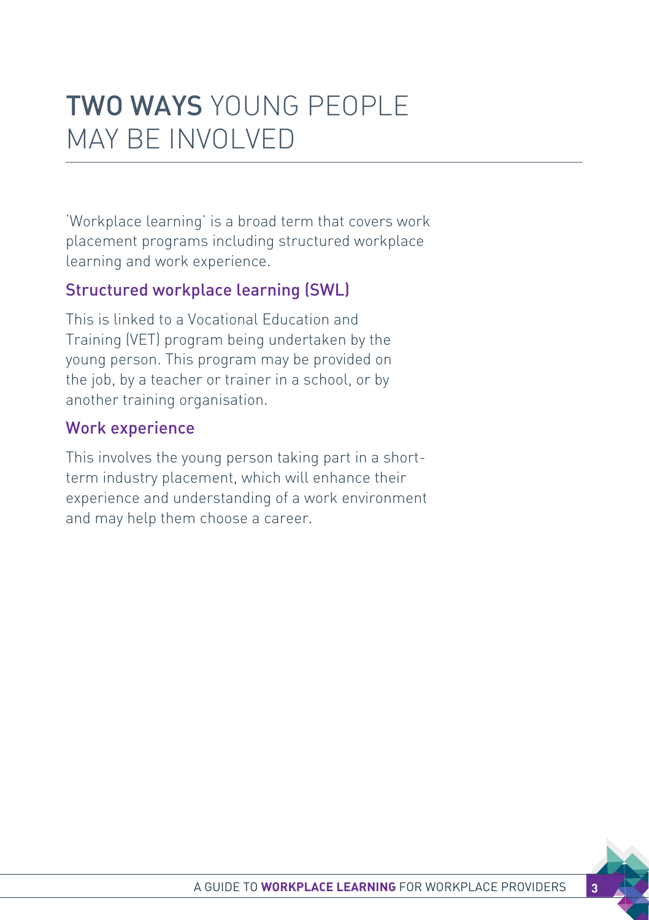# TWO WAYS YOUNG PEOPLE MAY BE INVOLVED

'Workplace learning' is a broad term that covers work placement programs including structured workplace learning and work experience.

## Structured workplace learning (SWL)

This is linked to a Vocational Education and Training (VET) program being undertaken by the young person. This program may be provided on the job, by a teacher or trainer in a school, or by another training organisation.

## Work experience

This involves the young person taking part in a short-term industry placement, which will enhance their experience and understanding of a work environment and may help them choose a career.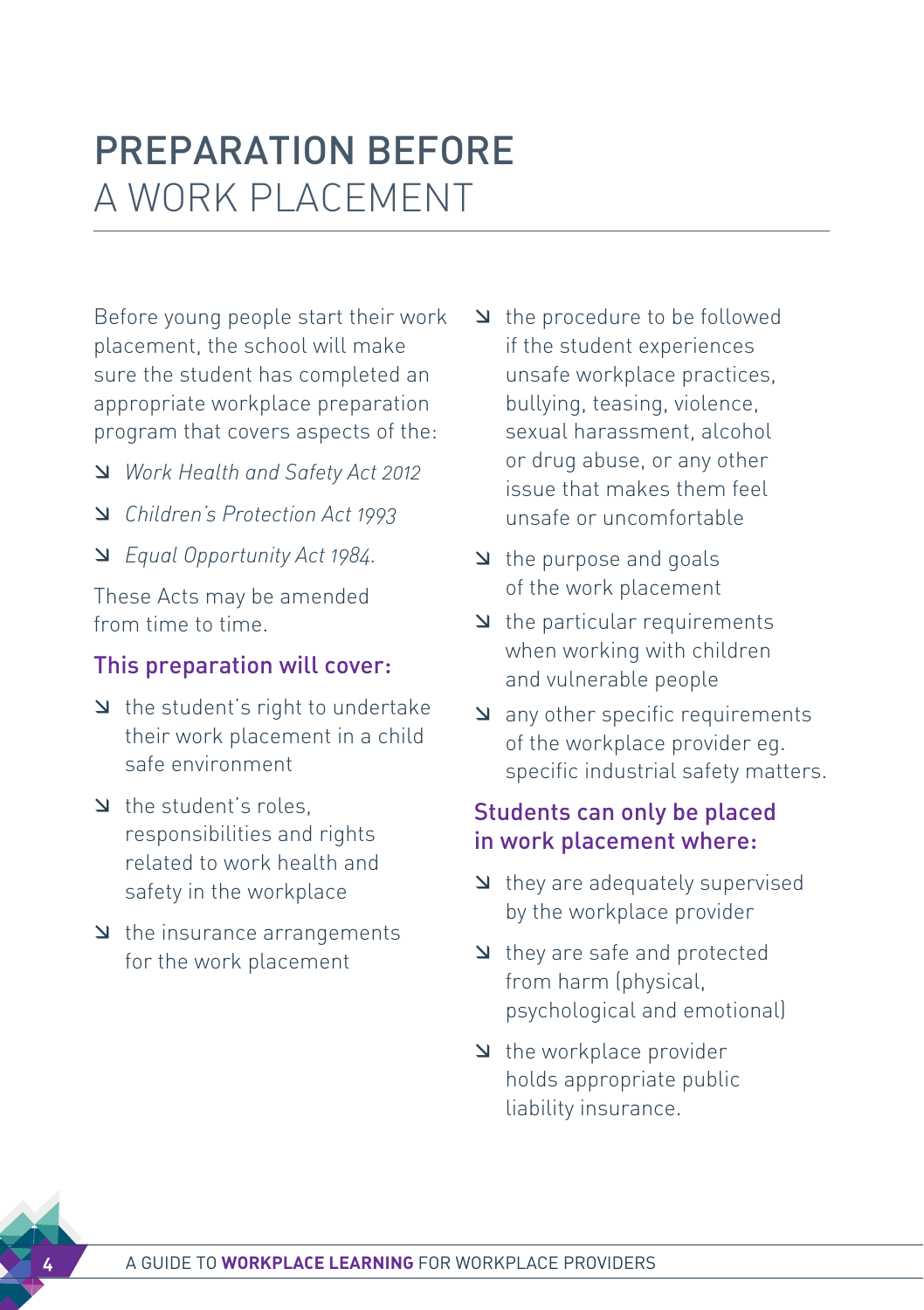# PREPARATION BEFORE A WORK PLACEMENT

Before young people start their work placement, the school will make sure the student has completed an appropriate workplace preparation program that covers aspects of the:

- *Work Health and Safety Act 2012*
- *Children's Protection Act 1993*
- *Equal Opportunity Act 1984.*

These Acts may be amended from time to time.

### This preparation will cover:

- the student's right to undertake their work placement in a child safe environment
- the student's roles, responsibilities and rights related to work health and safety in the workplace
- the insurance arrangements for the work placement
- the procedure to be followed if the student experiences unsafe workplace practices, bullying, teasing, violence, sexual harassment, alcohol or drug abuse, or any other issue that makes them feel unsafe or uncomfortable
- the purpose and goals of the work placement
- the particular requirements when working with children and vulnerable people
- any other specific requirements of the workplace provider eg. specific industrial safety matters.

### Students can only be placed in work placement where:

- they are adequately supervised by the workplace provider
- they are safe and protected from harm (physical, psychological and emotional)
- the workplace provider holds appropriate public liability insurance.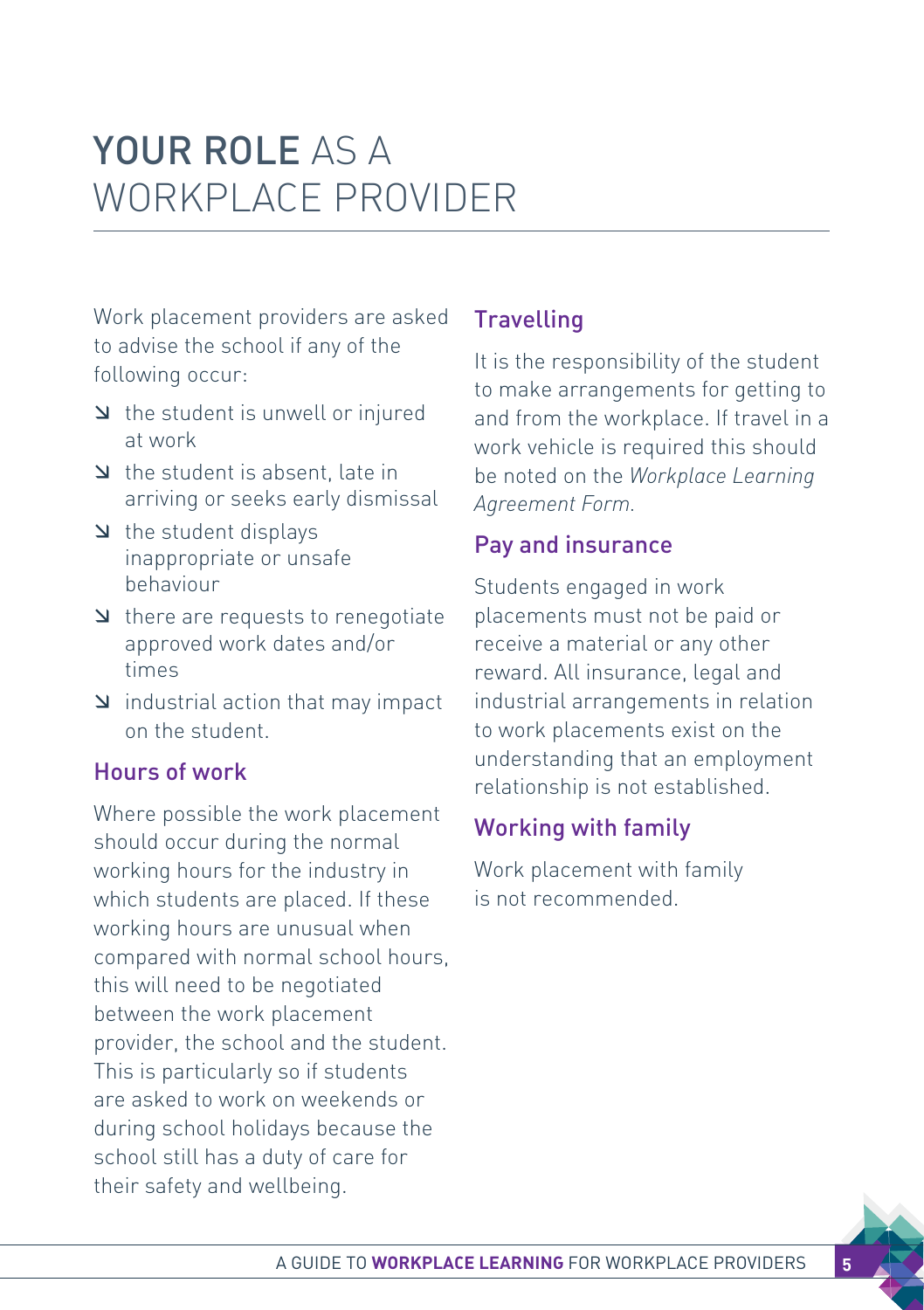# YOUR ROLE AS A WORKPLACE PROVIDER

Work placement providers are asked to advise the school if any of the following occur:

- the student is unwell or injured at work
- the student is absent, late in arriving or seeks early dismissal
- the student displays inappropriate or unsafe behaviour
- there are requests to renegotiate approved work dates and/or times
- industrial action that may impact on the student.

## Hours of work

Where possible the work placement should occur during the normal working hours for the industry in which students are placed. If these working hours are unusual when compared with normal school hours, this will need to be negotiated between the work placement provider, the school and the student. This is particularly so if students are asked to work on weekends or during school holidays because the school still has a duty of care for their safety and wellbeing.

## Travelling

It is the responsibility of the student to make arrangements for getting to and from the workplace. If travel in a work vehicle is required this should be noted on the *Workplace Learning Agreement Form.*

## Pay and insurance

Students engaged in work placements must not be paid or receive a material or any other reward. All insurance, legal and industrial arrangements in relation to work placements exist on the understanding that an employment relationship is not established.

## Working with family

Work placement with family is not recommended.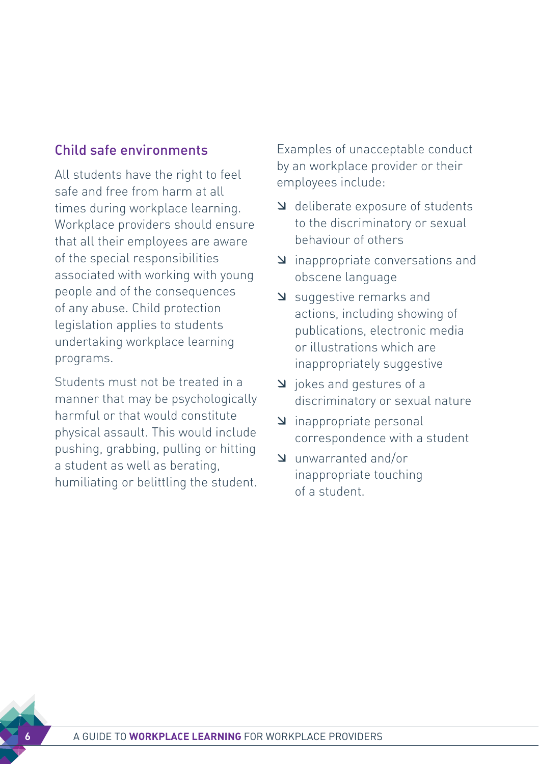## Child safe environments

All students have the right to feel safe and free from harm at all times during workplace learning. Workplace providers should ensure that all their employees are aware of the special responsibilities associated with working with young people and of the consequences of any abuse. Child protection legislation applies to students undertaking workplace learning programs.

Students must not be treated in a manner that may be psychologically harmful or that would constitute physical assault. This would include pushing, grabbing, pulling or hitting a student as well as berating, humiliating or belittling the student.

Examples of unacceptable conduct by an workplace provider or their employees include:

- deliberate exposure of students to the discriminatory or sexual behaviour of others
- inappropriate conversations and obscene language
- suggestive remarks and actions, including showing of publications, electronic media or illustrations which are inappropriately suggestive
- jokes and gestures of a discriminatory or sexual nature
- inappropriate personal correspondence with a student
- unwarranted and/or inappropriate touching of a student.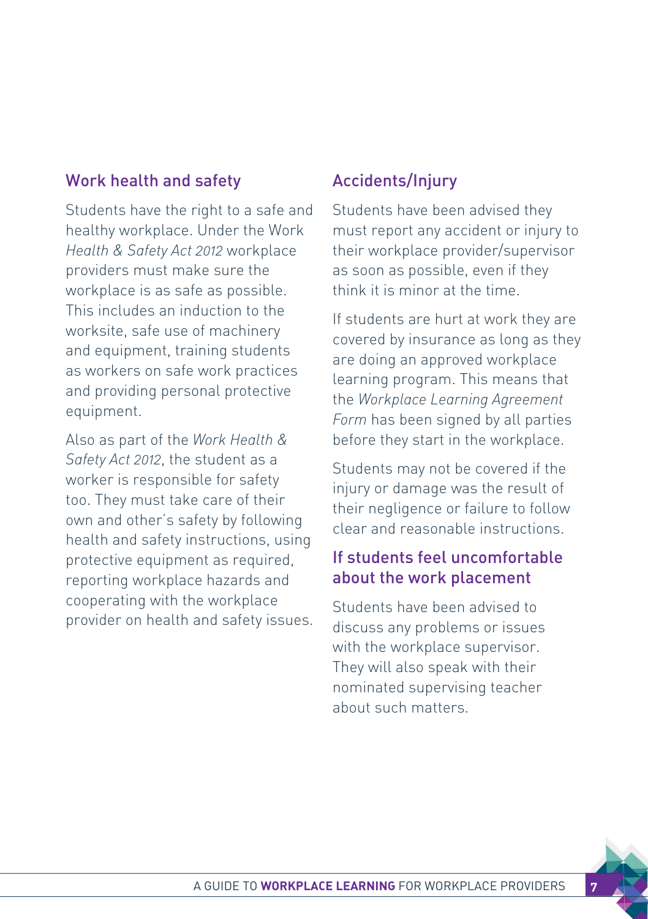## Work health and safety

Students have the right to a safe and healthy workplace. Under the Work *Health & Safety Act 2012* workplace providers must make sure the workplace is as safe as possible. This includes an induction to the worksite, safe use of machinery and equipment, training students as workers on safe work practices and providing personal protective equipment.

Also as part of the *Work Health & Safety Act 2012*, the student as a worker is responsible for safety too. They must take care of their own and other's safety by following health and safety instructions, using protective equipment as required, reporting workplace hazards and cooperating with the workplace provider on health and safety issues.

## Accidents/Injury

Students have been advised they must report any accident or injury to their workplace provider/supervisor as soon as possible, even if they think it is minor at the time.

If students are hurt at work they are covered by insurance as long as they are doing an approved workplace learning program. This means that the *Workplace Learning Agreement Form* has been signed by all parties before they start in the workplace.

Students may not be covered if the injury or damage was the result of their negligence or failure to follow clear and reasonable instructions.

## If students feel uncomfortable about the work placement

Students have been advised to discuss any problems or issues with the workplace supervisor. They will also speak with their nominated supervising teacher about such matters.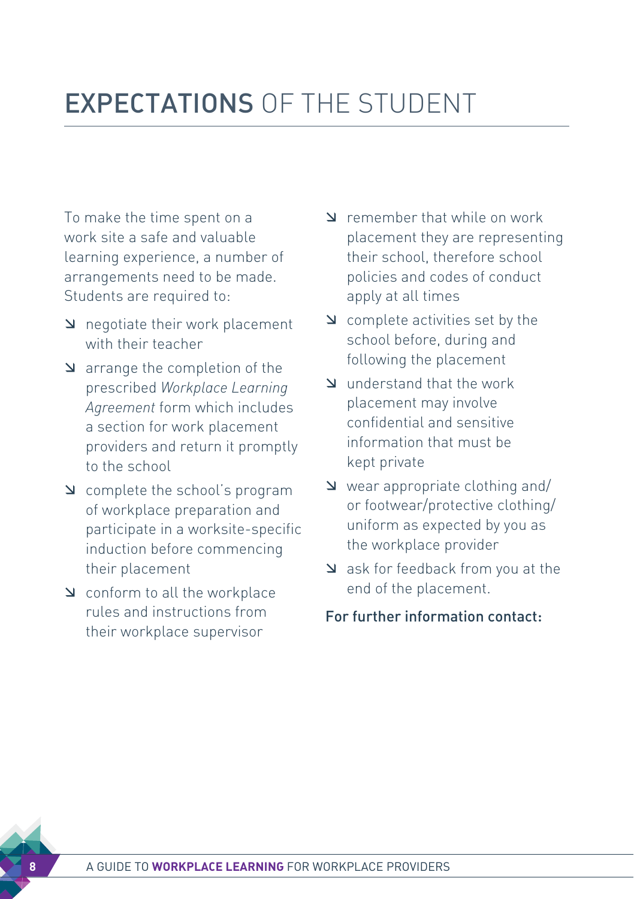# **EXPECTATIONS** OF THE STUDENT

To make the time spent on a work site a safe and valuable learning experience, a number of arrangements need to be made. Students are required to:

- negotiate their work placement with their teacher
- arrange the completion of the prescribed *Workplace Learning Agreement* form which includes a section for work placement providers and return it promptly to the school
- complete the school's program of workplace preparation and participate in a worksite-specific induction before commencing their placement
- conform to all the workplace rules and instructions from their workplace supervisor
- remember that while on work placement they are representing their school, therefore school policies and codes of conduct apply at all times
- complete activities set by the school before, during and following the placement
- understand that the work placement may involve confidential and sensitive information that must be kept private
- wear appropriate clothing and/or footwear/protective clothing/uniform as expected by you as the workplace provider
- ask for feedback from you at the end of the placement.

**For further information contact:**